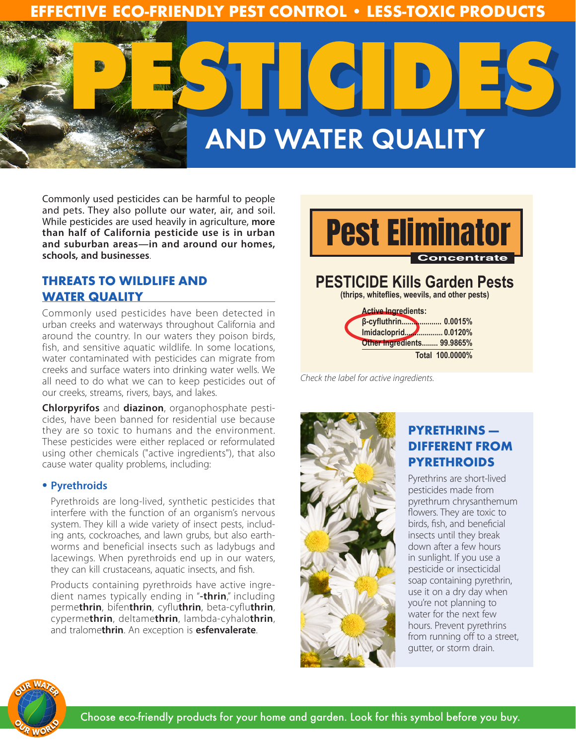EFFECTIVE ECO-FRIENDLY PEST CONTROL • LESS-TOXIC PRODUCTS

# PESTICIDES AND WATER QUALITY

Commonly used pesticides can be harmful to people and pets. They also pollute our water, air, and soil. While pesticides are used heavily in agriculture, **more than half of California pesticide use is in urban and suburban areas—in and around our homes, schools, and businesses**.

## THREATS TO WILDLIFE AND WATER QUALITY

Commonly used pesticides have been detected in urban creeks and waterways throughout California and around the country. In our waters they poison birds, fish, and sensitive aquatic wildlife. In some locations, water contaminated with pesticides can migrate from creeks and surface waters into drinking water wells. We all need to do what we can to keep pesticides out of our creeks, streams, rivers, bays, and lakes.

**Chlorpyrifos** and **diazinon**, organophosphate pesticides, have been banned for residential use because they are so toxic to humans and the environment. These pesticides were either replaced or reformulated using other chemicals ("active ingredients"), that also cause water quality problems, including:

- **Pyrethroids**

  Pyrethroids are long-lived, synthetic pesticides that interfere with the function of an organism's nervous system. They kill a wide variety of insect pests, including ants, cockroaches, and lawn grubs, but also earthworms and beneficial insects such as ladybugs and lacewings. When pyrethroids end up in our waters, they can kill crustaceans, aquatic insects, and fish.

  Products containing pyrethroids have active ingredient names typically ending in "**-thrin**," including perme**thrin**, bifen**thrin**, cyflu**thrin**, beta-cyflu**thrin**, cyperme**thrin**, deltame**thrin**, lambda-cyhalo**thrin**, and tralome**thrin**. An exception is **esfenvalerate**.

**Pest Eliminator**
Concentrate

**PESTICIDE Kills Garden Pests**
(thrips, whiteflies, weevils, and other pests)

**Active Ingredients:**
β-cyfluthrin.................. 0.0015%
Imidacloprid.................. 0.0120%
Other Ingredients........ 99.9865%
Total 100.0000%

*Check the label for active ingredients.*

## PYRETHRINS — DIFFERENT FROM PYRETHROIDS

Pyrethrins are short-lived pesticides made from pyrethrum chrysanthemum flowers. They are toxic to birds, fish, and beneficial insects until they break down after a few hours in sunlight. If you use a pesticide or insecticidal soap containing pyrethrin, use it on a dry day when you're not planning to water for the next few hours. Prevent pyrethrins from running off to a street, gutter, or storm drain.

OUR WATER OUR WORLD

Choose eco-friendly products for your home and garden. Look for this symbol before you buy.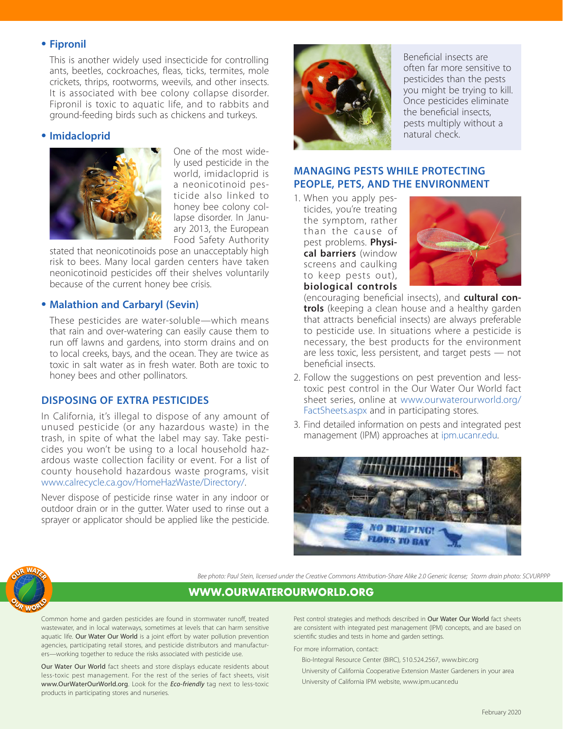- **Fipronil**

  This is another widely used insecticide for controlling ants, beetles, cockroaches, fleas, ticks, termites, mole crickets, thrips, rootworms, weevils, and other insects. It is associated with bee colony collapse disorder. Fipronil is toxic to aquatic life, and to rabbits and ground-feeding birds such as chickens and turkeys.

- **Imidacloprid**

  One of the most widely used pesticide in the world, imidacloprid is a neonicotinoid pesticide also linked to honey bee colony collapse disorder. In January 2013, the European Food Safety Authority stated that neonicotinoids pose an unacceptably high risk to bees. Many local garden centers have taken neonicotinoid pesticides off their shelves voluntarily because of the current honey bee crisis.

- **Malathion and Carbaryl (Sevin)**

  These pesticides are water-soluble—which means that rain and over-watering can easily cause them to run off lawns and gardens, into storm drains and on to local creeks, bays, and the ocean. They are twice as toxic in salt water as in fresh water. Both are toxic to honey bees and other pollinators.

## DISPOSING OF EXTRA PESTICIDES

In California, it's illegal to dispose of any amount of unused pesticide (or any hazardous waste) in the trash, in spite of what the label may say. Take pesticides you won't be using to a local household hazardous waste collection facility or event. For a list of county household hazardous waste programs, visit www.calrecycle.ca.gov/HomeHazWaste/Directory/.

Never dispose of pesticide rinse water in any indoor or outdoor drain or in the gutter. Water used to rinse out a sprayer or applicator should be applied like the pesticide.

Beneficial insects are often far more sensitive to pesticides than the pests you might be trying to kill. Once pesticides eliminate the beneficial insects, pests multiply without a natural check.

## MANAGING PESTS WHILE PROTECTING PEOPLE, PETS, AND THE ENVIRONMENT

1. When you apply pesticides, you're treating the symptom, rather than the cause of pest problems. **Physical barriers** (window screens and caulking to keep pests out), **biological controls** (encouraging beneficial insects), and **cultural controls** (keeping a clean house and a healthy garden that attracts beneficial insects) are always preferable to pesticide use. In situations where a pesticide is necessary, the best products for the environment are less toxic, less persistent, and target pests — not beneficial insects.
2. Follow the suggestions on pest prevention and less-toxic pest control in the Our Water Our World fact sheet series, online at www.ourwaterourworld.org/FactSheets.aspx and in participating stores.
3. Find detailed information on pests and integrated pest management (IPM) approaches at ipm.ucanr.edu.

*Bee photo: Paul Stein, licensed under the Creative Commons Attribution-Share Alike 2.0 Generic license; Storm drain photo: SCVURPPP*

**WWW.OURWATEROURWORLD.ORG**

Common home and garden pesticides are found in stormwater runoff, treated wastewater, and in local waterways, sometimes at levels that can harm sensitive aquatic life. Our Water Our World is a joint effort by water pollution prevention agencies, participating retail stores, and pesticide distributors and manufacturers—working together to reduce the risks associated with pesticide use.

Our Water Our World fact sheets and store displays educate residents about less-toxic pest management. For the rest of the series of fact sheets, visit www.OurWaterOurWorld.org. Look for the *Eco-friendly* tag next to less-toxic products in participating stores and nurseries.

Pest control strategies and methods described in Our Water Our World fact sheets are consistent with integrated pest management (IPM) concepts, and are based on scientific studies and tests in home and garden settings.

For more information, contact:

Bio-Integral Resource Center (BIRC), 510.524.2567, www.birc.org

University of California Cooperative Extension Master Gardeners in your area

University of California IPM website, www.ipm.ucanr.edu

February 2020